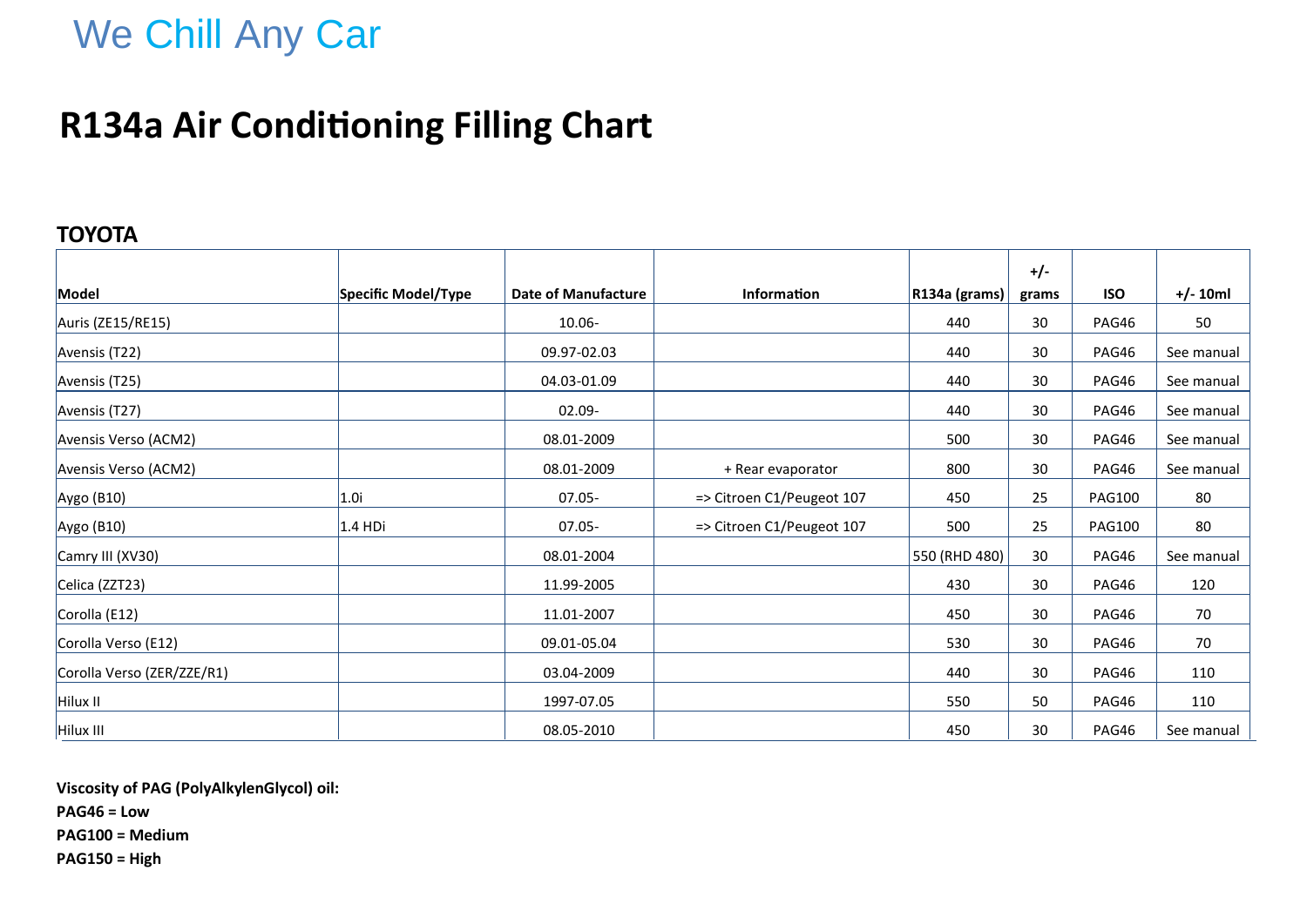We Chill Any Car

# R134a Air Conditioning Filling Chart

## TOYOTA

| Model | Specific Model/Type | Date of Manufacture | Information | R134a (grams) | +/- grams | ISO | +/- 10ml |
|---|---|---|---|---|---|---|---|
| Auris (ZE15/RE15) | | 10.06- | | 440 | 30 | PAG46 | 50 |
| Avensis (T22) | | 09.97-02.03 | | 440 | 30 | PAG46 | See manual |
| Avensis (T25) | | 04.03-01.09 | | 440 | 30 | PAG46 | See manual |
| Avensis (T27) | | 02.09- | | 440 | 30 | PAG46 | See manual |
| Avensis Verso (ACM2) | | 08.01-2009 | | 500 | 30 | PAG46 | See manual |
| Avensis Verso (ACM2) | | 08.01-2009 | + Rear evaporator | 800 | 30 | PAG46 | See manual |
| Aygo (B10) | 1.0i | 07.05- | => Citroen C1/Peugeot 107 | 450 | 25 | PAG100 | 80 |
| Aygo (B10) | 1.4 HDi | 07.05- | => Citroen C1/Peugeot 107 | 500 | 25 | PAG100 | 80 |
| Camry III (XV30) | | 08.01-2004 | | 550 (RHD 480) | 30 | PAG46 | See manual |
| Celica (ZZT23) | | 11.99-2005 | | 430 | 30 | PAG46 | 120 |
| Corolla (E12) | | 11.01-2007 | | 450 | 30 | PAG46 | 70 |
| Corolla Verso (E12) | | 09.01-05.04 | | 530 | 30 | PAG46 | 70 |
| Corolla Verso (ZER/ZZE/R1) | | 03.04-2009 | | 440 | 30 | PAG46 | 110 |
| Hilux II | | 1997-07.05 | | 550 | 50 | PAG46 | 110 |
| Hilux III | | 08.05-2010 | | 450 | 30 | PAG46 | See manual |

**Viscosity of PAG (PolyAlkylenGlycol) oil:**

**PAG46 = Low**

**PAG100 = Medium**

**PAG150 = High**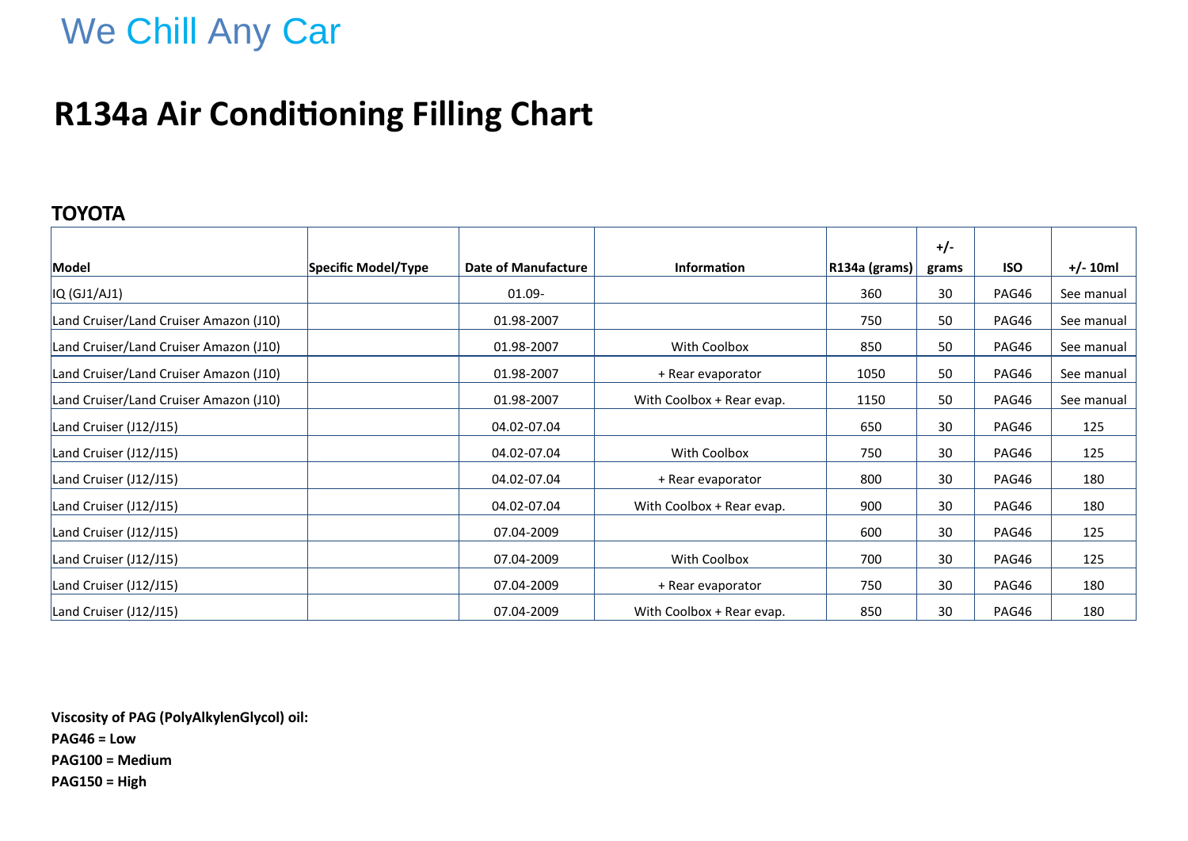We Chill Any Car

# R134a Air Conditioning Filling Chart

## TOYOTA

| Model | Specific Model/Type | Date of Manufacture | Information | R134a (grams) | +/- grams | ISO | +/- 10ml |
|---|---|---|---|---|---|---|---|
| IQ (GJ1/AJ1) | | 01.09- | | 360 | 30 | PAG46 | See manual |
| Land Cruiser/Land Cruiser Amazon (J10) | | 01.98-2007 | | 750 | 50 | PAG46 | See manual |
| Land Cruiser/Land Cruiser Amazon (J10) | | 01.98-2007 | With Coolbox | 850 | 50 | PAG46 | See manual |
| Land Cruiser/Land Cruiser Amazon (J10) | | 01.98-2007 | + Rear evaporator | 1050 | 50 | PAG46 | See manual |
| Land Cruiser/Land Cruiser Amazon (J10) | | 01.98-2007 | With Coolbox + Rear evap. | 1150 | 50 | PAG46 | See manual |
| Land Cruiser (J12/J15) | | 04.02-07.04 | | 650 | 30 | PAG46 | 125 |
| Land Cruiser (J12/J15) | | 04.02-07.04 | With Coolbox | 750 | 30 | PAG46 | 125 |
| Land Cruiser (J12/J15) | | 04.02-07.04 | + Rear evaporator | 800 | 30 | PAG46 | 180 |
| Land Cruiser (J12/J15) | | 04.02-07.04 | With Coolbox + Rear evap. | 900 | 30 | PAG46 | 180 |
| Land Cruiser (J12/J15) | | 07.04-2009 | | 600 | 30 | PAG46 | 125 |
| Land Cruiser (J12/J15) | | 07.04-2009 | With Coolbox | 700 | 30 | PAG46 | 125 |
| Land Cruiser (J12/J15) | | 07.04-2009 | + Rear evaporator | 750 | 30 | PAG46 | 180 |
| Land Cruiser (J12/J15) | | 07.04-2009 | With Coolbox + Rear evap. | 850 | 30 | PAG46 | 180 |

**Viscosity of PAG (PolyAlkylenGlycol) oil:**

**PAG46 = Low**

**PAG100 = Medium**

**PAG150 = High**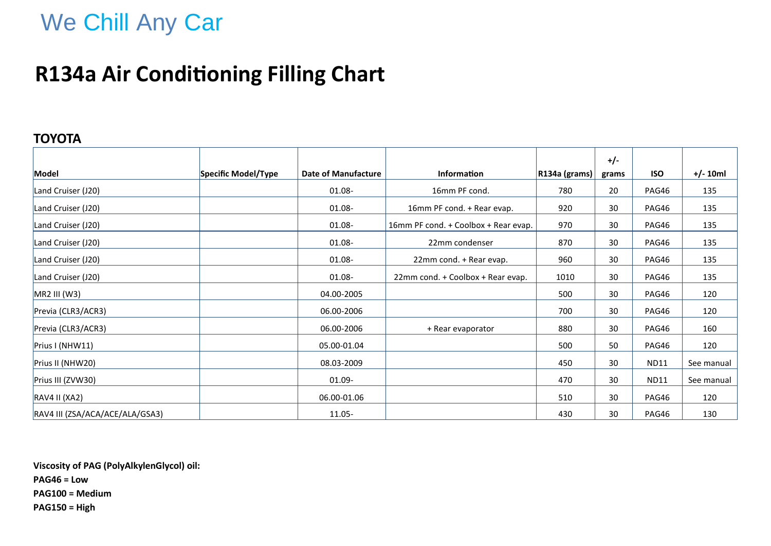We Chill Any Car

# R134a Air Conditioning Filling Chart

## TOYOTA

| Model | Specific Model/Type | Date of Manufacture | Information | R134a (grams) | +/- grams | ISO | +/- 10ml |
|---|---|---|---|---|---|---|---|
| Land Cruiser (J20) | | 01.08- | 16mm PF cond. | 780 | 20 | PAG46 | 135 |
| Land Cruiser (J20) | | 01.08- | 16mm PF cond. + Rear evap. | 920 | 30 | PAG46 | 135 |
| Land Cruiser (J20) | | 01.08- | 16mm PF cond. + Coolbox + Rear evap. | 970 | 30 | PAG46 | 135 |
| Land Cruiser (J20) | | 01.08- | 22mm condenser | 870 | 30 | PAG46 | 135 |
| Land Cruiser (J20) | | 01.08- | 22mm cond. + Rear evap. | 960 | 30 | PAG46 | 135 |
| Land Cruiser (J20) | | 01.08- | 22mm cond. + Coolbox + Rear evap. | 1010 | 30 | PAG46 | 135 |
| MR2 III (W3) | | 04.00-2005 | | 500 | 30 | PAG46 | 120 |
| Previa (CLR3/ACR3) | | 06.00-2006 | | 700 | 30 | PAG46 | 120 |
| Previa (CLR3/ACR3) | | 06.00-2006 | + Rear evaporator | 880 | 30 | PAG46 | 160 |
| Prius I (NHW11) | | 05.00-01.04 | | 500 | 50 | PAG46 | 120 |
| Prius II (NHW20) | | 08.03-2009 | | 450 | 30 | ND11 | See manual |
| Prius III (ZVW30) | | 01.09- | | 470 | 30 | ND11 | See manual |
| RAV4 II (XA2) | | 06.00-01.06 | | 510 | 30 | PAG46 | 120 |
| RAV4 III (ZSA/ACA/ACE/ALA/GSA3) | | 11.05- | | 430 | 30 | PAG46 | 130 |

**Viscosity of PAG (PolyAlkylenGlycol) oil:**
**PAG46 = Low**
**PAG100 = Medium**
**PAG150 = High**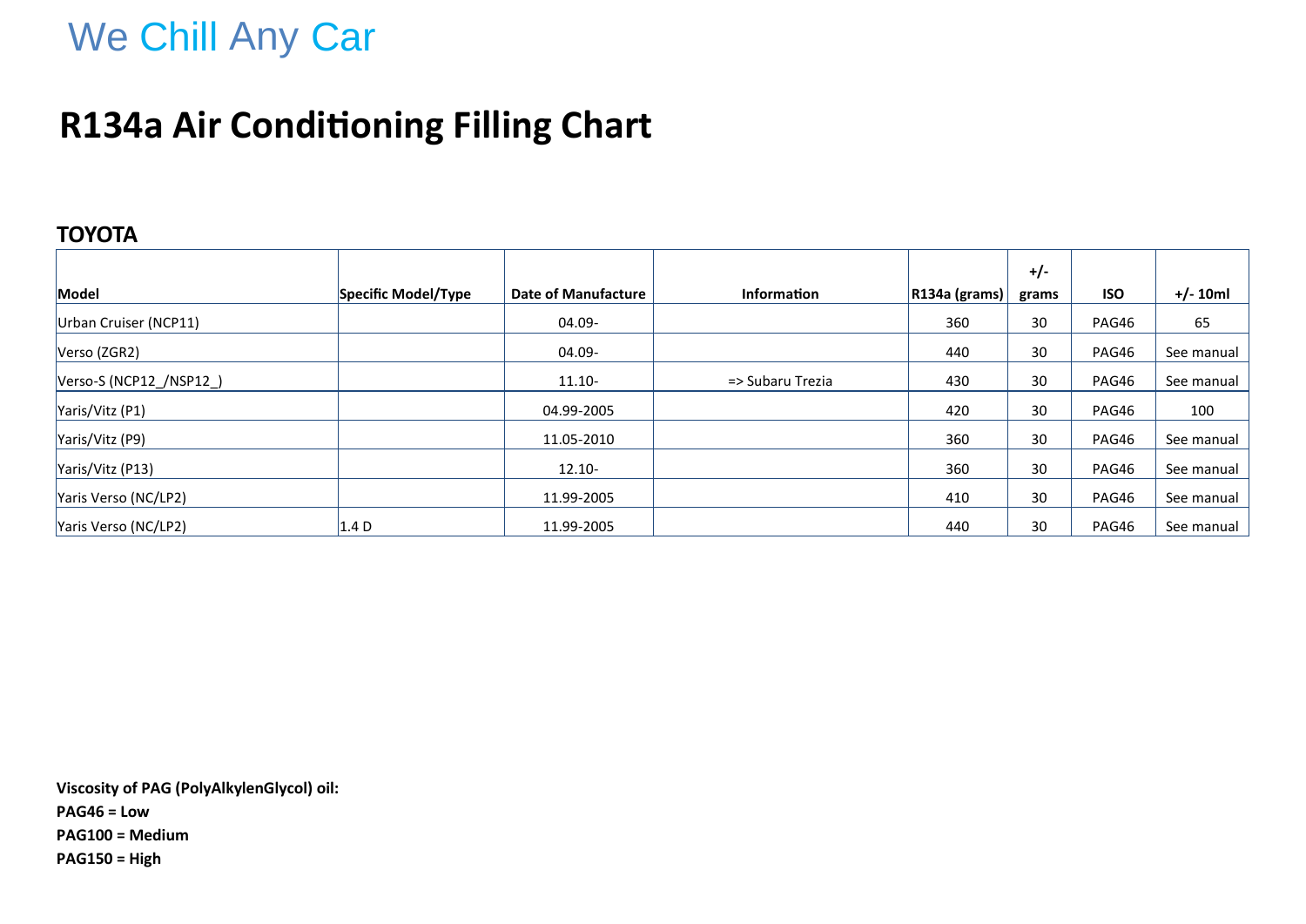We Chill Any Car

# R134a Air Conditioning Filling Chart

## TOYOTA

| Model | Specific Model/Type | Date of Manufacture | Information | R134a (grams) | +/- grams | ISO | +/- 10ml |
|---|---|---|---|---|---|---|---|
| Urban Cruiser (NCP11) | | 04.09- | | 360 | 30 | PAG46 | 65 |
| Verso (ZGR2) | | 04.09- | | 440 | 30 | PAG46 | See manual |
| Verso-S (NCP12_/NSP12_) | | 11.10- | => Subaru Trezia | 430 | 30 | PAG46 | See manual |
| Yaris/Vitz (P1) | | 04.99-2005 | | 420 | 30 | PAG46 | 100 |
| Yaris/Vitz (P9) | | 11.05-2010 | | 360 | 30 | PAG46 | See manual |
| Yaris/Vitz (P13) | | 12.10- | | 360 | 30 | PAG46 | See manual |
| Yaris Verso (NC/LP2) | | 11.99-2005 | | 410 | 30 | PAG46 | See manual |
| Yaris Verso (NC/LP2) | 1.4 D | 11.99-2005 | | 440 | 30 | PAG46 | See manual |

**Viscosity of PAG (PolyAlkylenGlycol) oil:**
**PAG46 = Low**
**PAG100 = Medium**
**PAG150 = High**